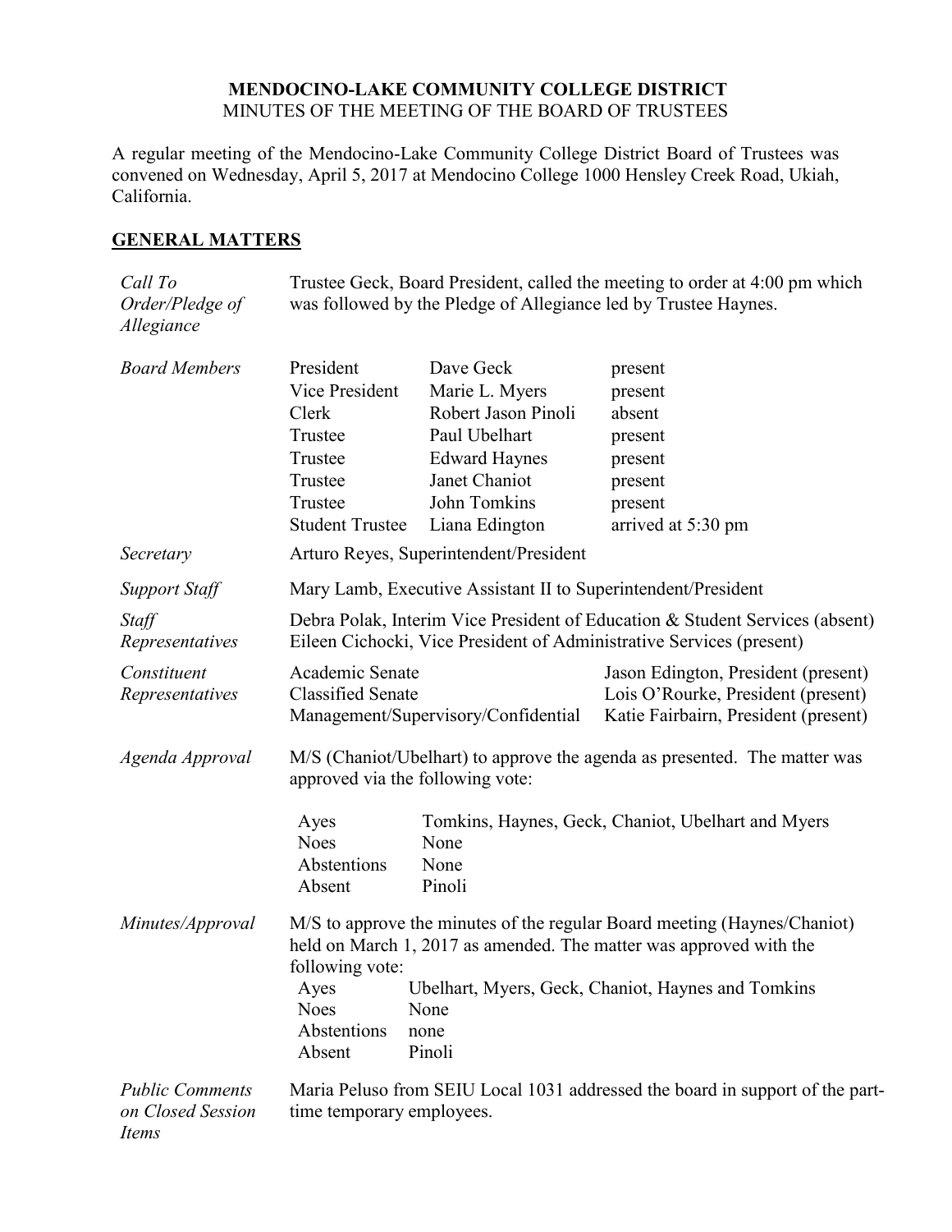**MENDOCINO-LAKE COMMUNITY COLLEGE DISTRICT**
MINUTES OF THE MEETING OF THE BOARD OF TRUSTEES

A regular meeting of the Mendocino-Lake Community College District Board of Trustees was convened on Wednesday, April 5, 2017 at Mendocino College 1000 Hensley Creek Road, Ukiah, California.

## GENERAL MATTERS

*Call To Order/Pledge of Allegiance*

Trustee Geck, Board President, called the meeting to order at 4:00 pm which was followed by the Pledge of Allegiance led by Trustee Haynes.

*Board Members*

| | | |
|---|---|---|
| President | Dave Geck | present |
| Vice President | Marie L. Myers | present |
| Clerk | Robert Jason Pinoli | absent |
| Trustee | Paul Ubelhart | present |
| Trustee | Edward Haynes | present |
| Trustee | Janet Chaniot | present |
| Trustee | John Tomkins | present |
| Student Trustee | Liana Edington | arrived at 5:30 pm |

*Secretary*

Arturo Reyes, Superintendent/President

*Support Staff*

Mary Lamb, Executive Assistant II to Superintendent/President

*Staff Representatives*

Debra Polak, Interim Vice President of Education & Student Services (absent)
Eileen Cichocki, Vice President of Administrative Services (present)

*Constituent Representatives*

| | |
|---|---|
| Academic Senate | Jason Edington, President (present) |
| Classified Senate | Lois O'Rourke, President (present) |
| Management/Supervisory/Confidential | Katie Fairbairn, President (present) |

*Agenda Approval*

M/S (Chaniot/Ubelhart) to approve the agenda as presented. The matter was approved via the following vote:

| | |
|---|---|
| Ayes | Tomkins, Haynes, Geck, Chaniot, Ubelhart and Myers |
| Noes | None |
| Abstentions | None |
| Absent | Pinoli |

*Minutes/Approval*

M/S to approve the minutes of the regular Board meeting (Haynes/Chaniot) held on March 1, 2017 as amended. The matter was approved with the following vote:

| | |
|---|---|
| Ayes | Ubelhart, Myers, Geck, Chaniot, Haynes and Tomkins |
| Noes | None |
| Abstentions | none |
| Absent | Pinoli |

*Public Comments on Closed Session Items*

Maria Peluso from SEIU Local 1031 addressed the board in support of the part-time temporary employees.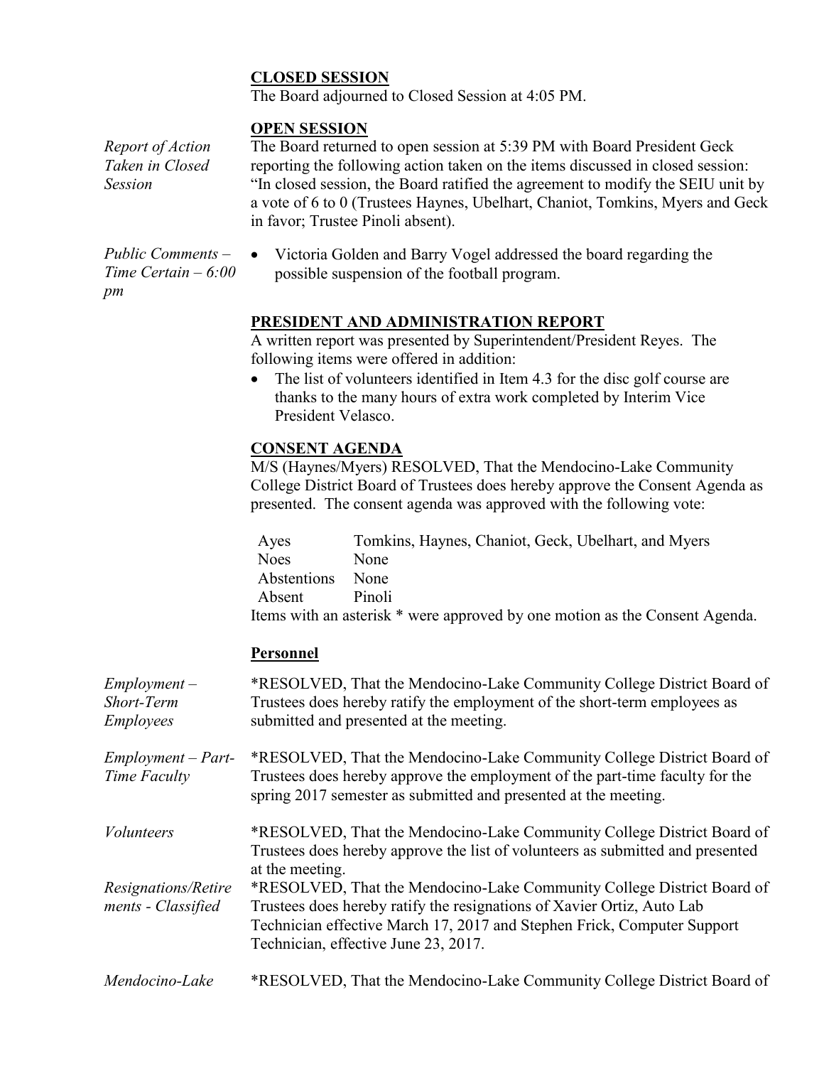**CLOSED SESSION**

The Board adjourned to Closed Session at 4:05 PM.

**OPEN SESSION**

*Report of Action Taken in Closed Session*

The Board returned to open session at 5:39 PM with Board President Geck reporting the following action taken on the items discussed in closed session: "In closed session, the Board ratified the agreement to modify the SEIU unit by a vote of 6 to 0 (Trustees Haynes, Ubelhart, Chaniot, Tomkins, Myers and Geck in favor; Trustee Pinoli absent).

*Public Comments – Time Certain – 6:00 pm*

- Victoria Golden and Barry Vogel addressed the board regarding the possible suspension of the football program.

**PRESIDENT AND ADMINISTRATION REPORT**

A written report was presented by Superintendent/President Reyes. The following items were offered in addition:

- The list of volunteers identified in Item 4.3 for the disc golf course are thanks to the many hours of extra work completed by Interim Vice President Velasco.

**CONSENT AGENDA**

M/S (Haynes/Myers) RESOLVED, That the Mendocino-Lake Community College District Board of Trustees does hereby approve the Consent Agenda as presented. The consent agenda was approved with the following vote:

| | |
|---|---|
| Ayes | Tomkins, Haynes, Chaniot, Geck, Ubelhart, and Myers |
| Noes | None |
| Abstentions | None |
| Absent | Pinoli |

Items with an asterisk * were approved by one motion as the Consent Agenda.

**Personnel**

*Employment – Short-Term Employees*

*RESOLVED, That the Mendocino-Lake Community College District Board of Trustees does hereby ratify the employment of the short-term employees as submitted and presented at the meeting.

*Employment – Part-Time Faculty*

*RESOLVED, That the Mendocino-Lake Community College District Board of Trustees does hereby approve the employment of the part-time faculty for the spring 2017 semester as submitted and presented at the meeting.

*Volunteers*

*RESOLVED, That the Mendocino-Lake Community College District Board of Trustees does hereby approve the list of volunteers as submitted and presented at the meeting.

*Resignations/Retirements - Classified*

*RESOLVED, That the Mendocino-Lake Community College District Board of Trustees does hereby ratify the resignations of Xavier Ortiz, Auto Lab Technician effective March 17, 2017 and Stephen Frick, Computer Support Technician, effective June 23, 2017.

*Mendocino-Lake*

*RESOLVED, That the Mendocino-Lake Community College District Board of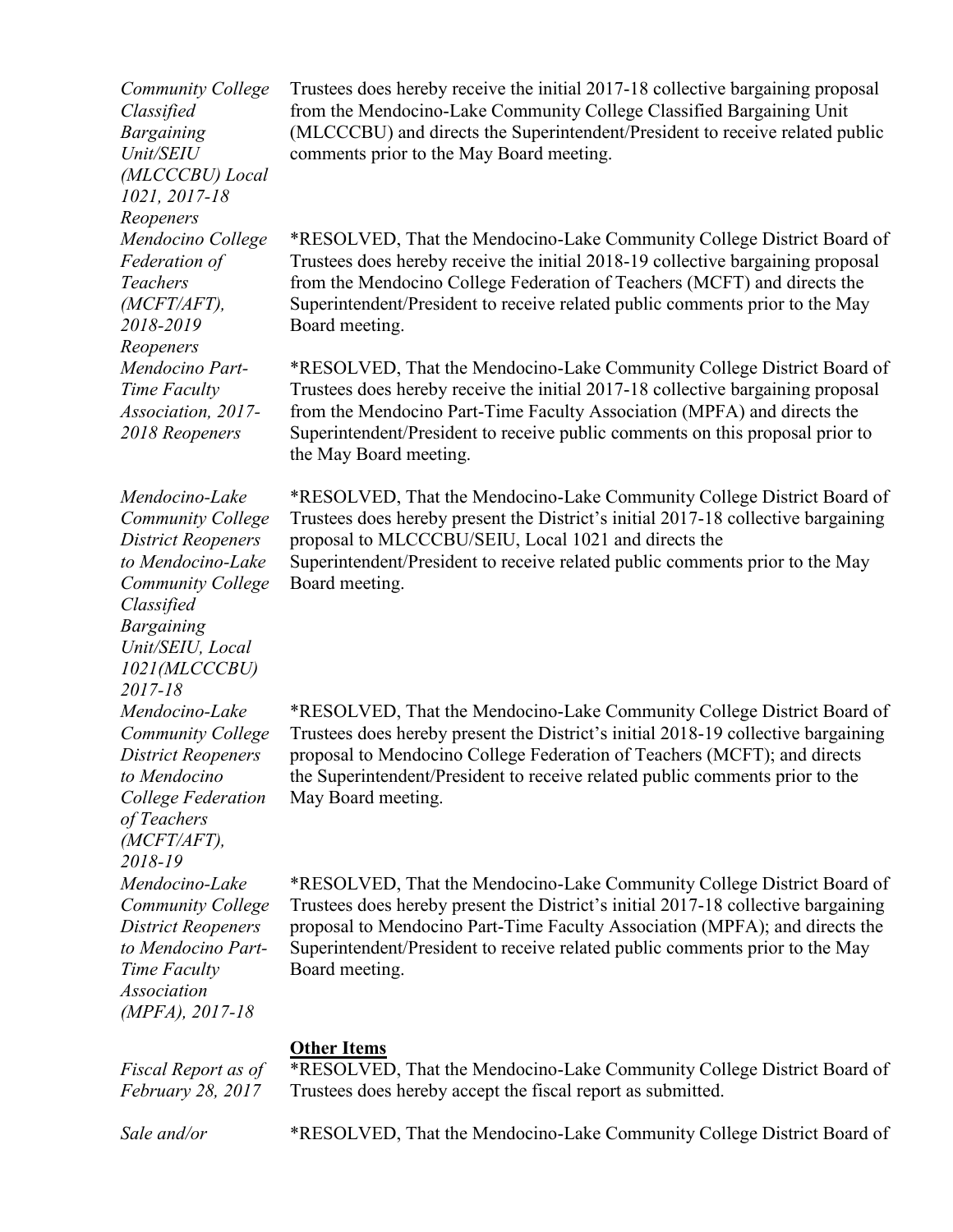*Community College Classified Bargaining Unit/SEIU (MLCCCBU) Local 1021, 2017-18 Reopeners*

Trustees does hereby receive the initial 2017-18 collective bargaining proposal from the Mendocino-Lake Community College Classified Bargaining Unit (MLCCCBU) and directs the Superintendent/President to receive related public comments prior to the May Board meeting.

*Mendocino College Federation of Teachers (MCFT/AFT), 2018-2019 Reopeners*

*RESOLVED, That the Mendocino-Lake Community College District Board of Trustees does hereby receive the initial 2018-19 collective bargaining proposal from the Mendocino College Federation of Teachers (MCFT) and directs the Superintendent/President to receive related public comments prior to the May Board meeting.

*Mendocino Part-Time Faculty Association, 2017-2018 Reopeners*

*RESOLVED, That the Mendocino-Lake Community College District Board of Trustees does hereby receive the initial 2017-18 collective bargaining proposal from the Mendocino Part-Time Faculty Association (MPFA) and directs the Superintendent/President to receive public comments on this proposal prior to the May Board meeting.

*Mendocino-Lake Community College District Reopeners to Mendocino-Lake Community College Classified Bargaining Unit/SEIU, Local 1021(MLCCCBU) 2017-18*

*RESOLVED, That the Mendocino-Lake Community College District Board of Trustees does hereby present the District's initial 2017-18 collective bargaining proposal to MLCCCBU/SEIU, Local 1021 and directs the Superintendent/President to receive related public comments prior to the May Board meeting.

*Mendocino-Lake Community College District Reopeners to Mendocino College Federation of Teachers (MCFT/AFT), 2018-19*

*RESOLVED, That the Mendocino-Lake Community College District Board of Trustees does hereby present the District's initial 2018-19 collective bargaining proposal to Mendocino College Federation of Teachers (MCFT); and directs the Superintendent/President to receive related public comments prior to the May Board meeting.

*Mendocino-Lake Community College District Reopeners to Mendocino Part-Time Faculty Association (MPFA), 2017-18*

*RESOLVED, That the Mendocino-Lake Community College District Board of Trustees does hereby present the District's initial 2017-18 collective bargaining proposal to Mendocino Part-Time Faculty Association (MPFA); and directs the Superintendent/President to receive related public comments prior to the May Board meeting.

**Other Items**

*Fiscal Report as of February 28, 2017*

*RESOLVED, That the Mendocino-Lake Community College District Board of Trustees does hereby accept the fiscal report as submitted.

*Sale and/or*

*RESOLVED, That the Mendocino-Lake Community College District Board of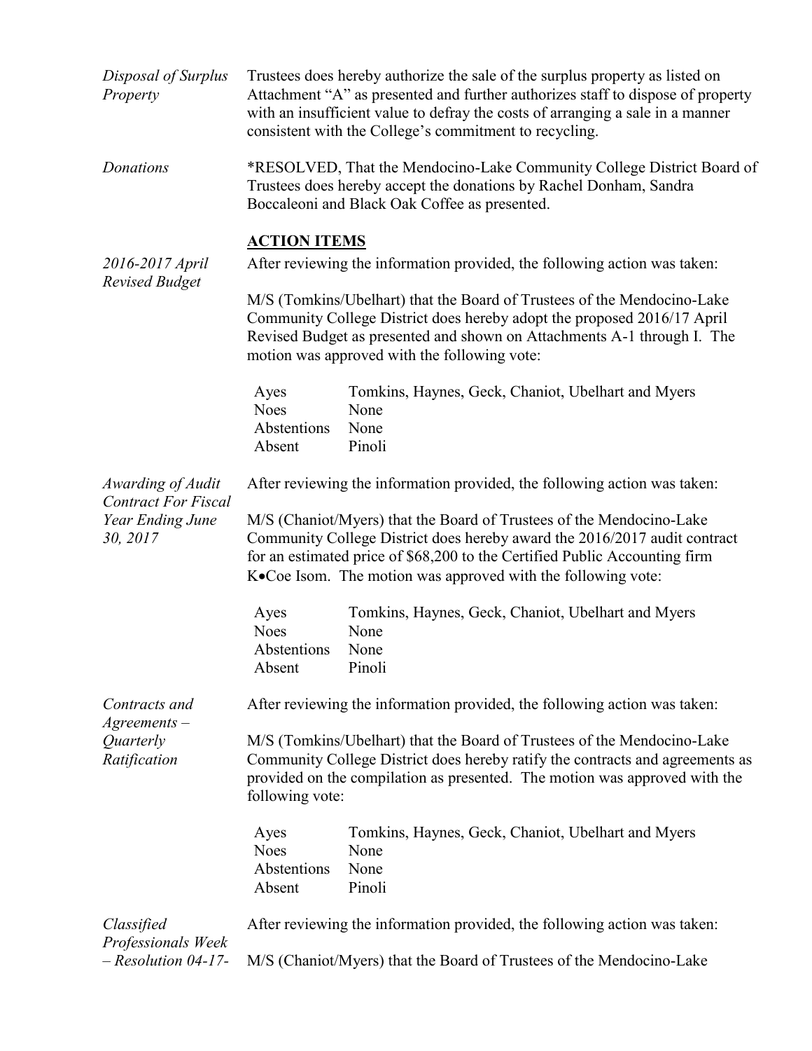*Disposal of Surplus Property*

Trustees does hereby authorize the sale of the surplus property as listed on Attachment "A" as presented and further authorizes staff to dispose of property with an insufficient value to defray the costs of arranging a sale in a manner consistent with the College's commitment to recycling.

*Donations*

*RESOLVED, That the Mendocino-Lake Community College District Board of Trustees does hereby accept the donations by Rachel Donham, Sandra Boccaleoni and Black Oak Coffee as presented.

**ACTION ITEMS**

*2016-2017 April Revised Budget*

After reviewing the information provided, the following action was taken:

M/S (Tomkins/Ubelhart) that the Board of Trustees of the Mendocino-Lake Community College District does hereby adopt the proposed 2016/17 April Revised Budget as presented and shown on Attachments A-1 through I. The motion was approved with the following vote:

| | |
|---|---|
| Ayes | Tomkins, Haynes, Geck, Chaniot, Ubelhart and Myers |
| Noes | None |
| Abstentions | None |
| Absent | Pinoli |

*Awarding of Audit Contract For Fiscal Year Ending June 30, 2017*

After reviewing the information provided, the following action was taken:

M/S (Chaniot/Myers) that the Board of Trustees of the Mendocino-Lake Community College District does hereby award the 2016/2017 audit contract for an estimated price of $68,200 to the Certified Public Accounting firm K•Coe Isom. The motion was approved with the following vote:

| | |
|---|---|
| Ayes | Tomkins, Haynes, Geck, Chaniot, Ubelhart and Myers |
| Noes | None |
| Abstentions | None |
| Absent | Pinoli |

*Contracts and Agreements – Quarterly Ratification*

After reviewing the information provided, the following action was taken:

M/S (Tomkins/Ubelhart) that the Board of Trustees of the Mendocino-Lake Community College District does hereby ratify the contracts and agreements as provided on the compilation as presented. The motion was approved with the following vote:

| | |
|---|---|
| Ayes | Tomkins, Haynes, Geck, Chaniot, Ubelhart and Myers |
| Noes | None |
| Abstentions | None |
| Absent | Pinoli |

*Classified Professionals Week – Resolution 04-17-*

After reviewing the information provided, the following action was taken:

M/S (Chaniot/Myers) that the Board of Trustees of the Mendocino-Lake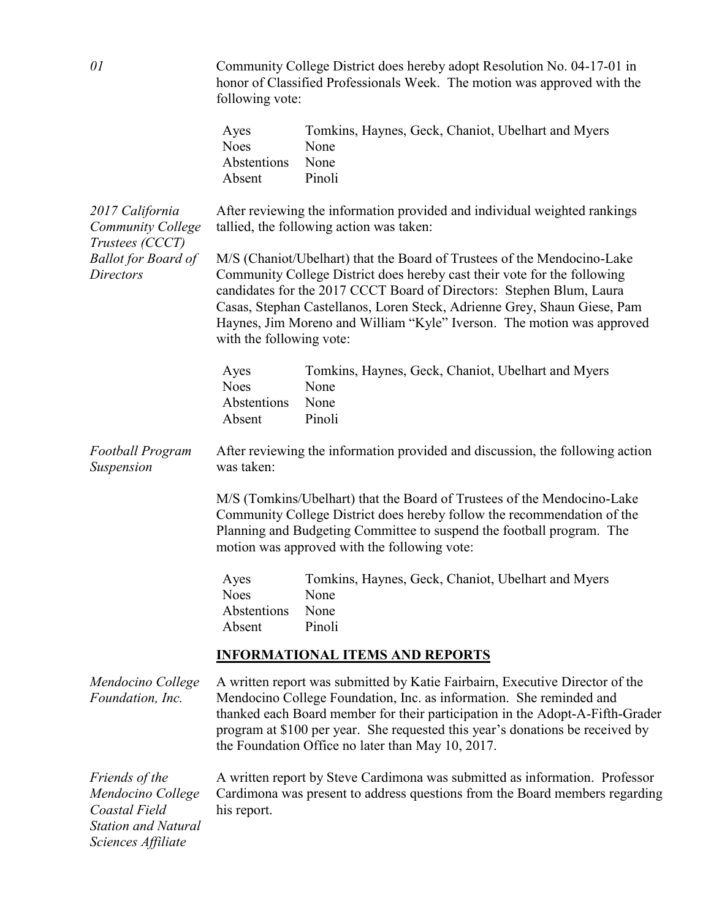*01*

Community College District does hereby adopt Resolution No. 04-17-01 in honor of Classified Professionals Week. The motion was approved with the following vote:

| | |
|---|---|
| Ayes | Tomkins, Haynes, Geck, Chaniot, Ubelhart and Myers |
| Noes | None |
| Abstentions | None |
| Absent | Pinoli |

*2017 California Community College Trustees (CCCT) Ballot for Board of Directors*

After reviewing the information provided and individual weighted rankings tallied, the following action was taken:

M/S (Chaniot/Ubelhart) that the Board of Trustees of the Mendocino-Lake Community College District does hereby cast their vote for the following candidates for the 2017 CCCT Board of Directors: Stephen Blum, Laura Casas, Stephan Castellanos, Loren Steck, Adrienne Grey, Shaun Giese, Pam Haynes, Jim Moreno and William "Kyle" Iverson. The motion was approved with the following vote:

| | |
|---|---|
| Ayes | Tomkins, Haynes, Geck, Chaniot, Ubelhart and Myers |
| Noes | None |
| Abstentions | None |
| Absent | Pinoli |

*Football Program Suspension*

After reviewing the information provided and discussion, the following action was taken:

M/S (Tomkins/Ubelhart) that the Board of Trustees of the Mendocino-Lake Community College District does hereby follow the recommendation of the Planning and Budgeting Committee to suspend the football program. The motion was approved with the following vote:

| | |
|---|---|
| Ayes | Tomkins, Haynes, Geck, Chaniot, Ubelhart and Myers |
| Noes | None |
| Abstentions | None |
| Absent | Pinoli |

## INFORMATIONAL ITEMS AND REPORTS

*Mendocino College Foundation, Inc.*

A written report was submitted by Katie Fairbairn, Executive Director of the Mendocino College Foundation, Inc. as information. She reminded and thanked each Board member for their participation in the Adopt-A-Fifth-Grader program at $100 per year. She requested this year's donations be received by the Foundation Office no later than May 10, 2017.

*Friends of the Mendocino College Coastal Field Station and Natural Sciences Affiliate*

A written report by Steve Cardimona was submitted as information. Professor Cardimona was present to address questions from the Board members regarding his report.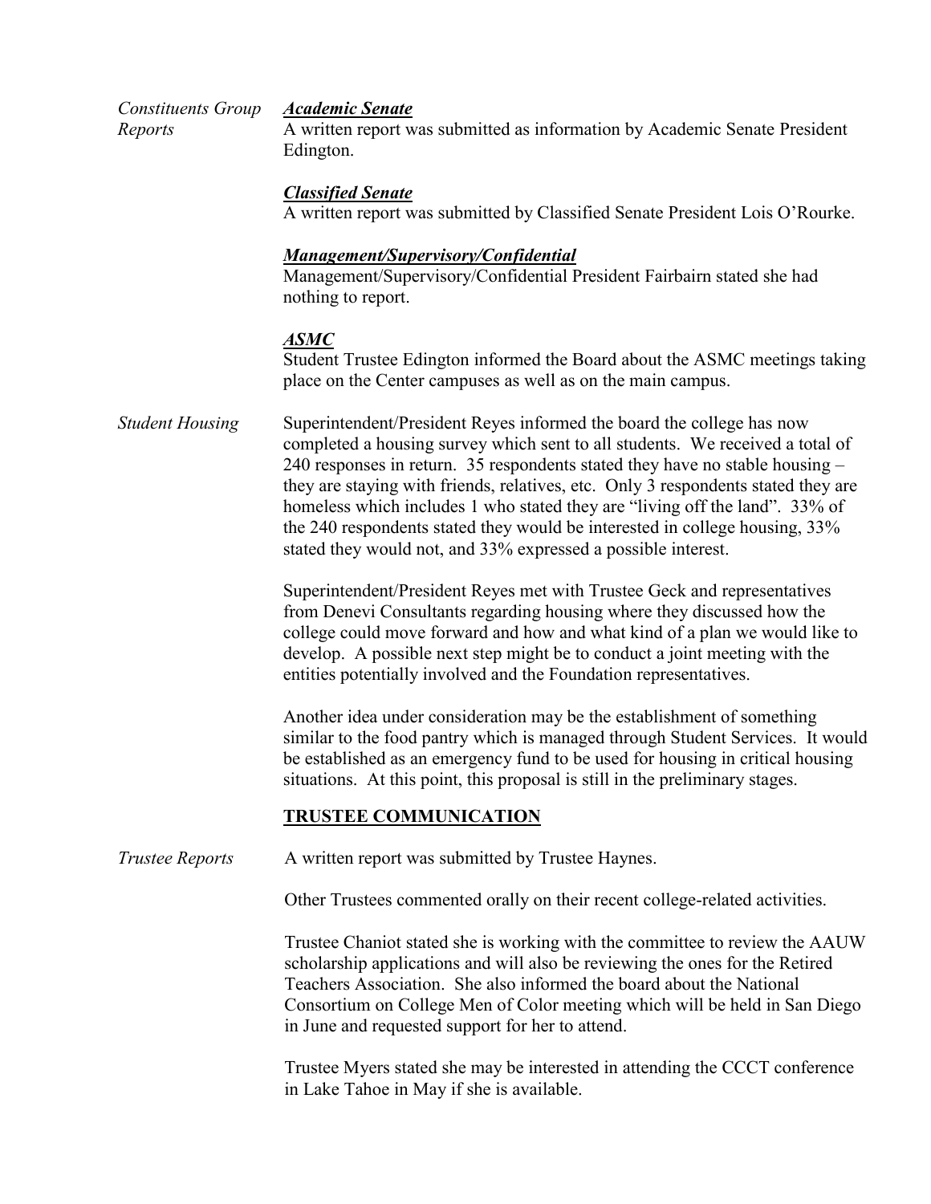*Constituents Group Reports*

***Academic Senate***

A written report was submitted as information by Academic Senate President Edington.

***Classified Senate***

A written report was submitted by Classified Senate President Lois O'Rourke.

***Management/Supervisory/Confidential***

Management/Supervisory/Confidential President Fairbairn stated she had nothing to report.

***ASMC***

Student Trustee Edington informed the Board about the ASMC meetings taking place on the Center campuses as well as on the main campus.

*Student Housing*

Superintendent/President Reyes informed the board the college has now completed a housing survey which sent to all students. We received a total of 240 responses in return. 35 respondents stated they have no stable housing – they are staying with friends, relatives, etc. Only 3 respondents stated they are homeless which includes 1 who stated they are "living off the land". 33% of the 240 respondents stated they would be interested in college housing, 33% stated they would not, and 33% expressed a possible interest.

Superintendent/President Reyes met with Trustee Geck and representatives from Denevi Consultants regarding housing where they discussed how the college could move forward and how and what kind of a plan we would like to develop. A possible next step might be to conduct a joint meeting with the entities potentially involved and the Foundation representatives.

Another idea under consideration may be the establishment of something similar to the food pantry which is managed through Student Services. It would be established as an emergency fund to be used for housing in critical housing situations. At this point, this proposal is still in the preliminary stages.

**TRUSTEE COMMUNICATION**

*Trustee Reports*

A written report was submitted by Trustee Haynes.

Other Trustees commented orally on their recent college-related activities.

Trustee Chaniot stated she is working with the committee to review the AAUW scholarship applications and will also be reviewing the ones for the Retired Teachers Association. She also informed the board about the National Consortium on College Men of Color meeting which will be held in San Diego in June and requested support for her to attend.

Trustee Myers stated she may be interested in attending the CCCT conference in Lake Tahoe in May if she is available.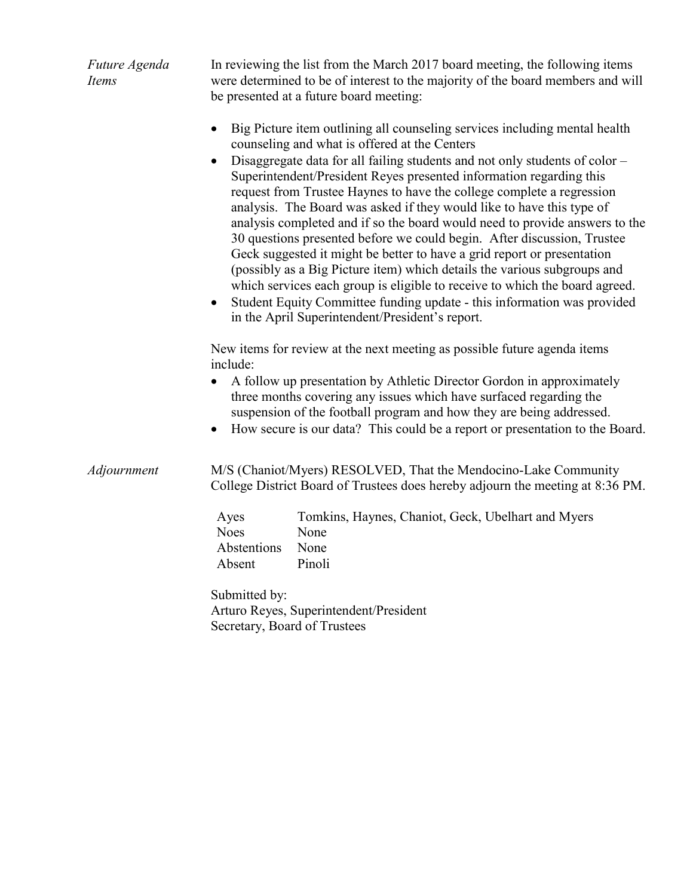*Future Agenda Items*

In reviewing the list from the March 2017 board meeting, the following items were determined to be of interest to the majority of the board members and will be presented at a future board meeting:

- Big Picture item outlining all counseling services including mental health counseling and what is offered at the Centers
- Disaggregate data for all failing students and not only students of color – Superintendent/President Reyes presented information regarding this request from Trustee Haynes to have the college complete a regression analysis. The Board was asked if they would like to have this type of analysis completed and if so the board would need to provide answers to the 30 questions presented before we could begin. After discussion, Trustee Geck suggested it might be better to have a grid report or presentation (possibly as a Big Picture item) which details the various subgroups and which services each group is eligible to receive to which the board agreed.
- Student Equity Committee funding update - this information was provided in the April Superintendent/President's report.

New items for review at the next meeting as possible future agenda items include:

- A follow up presentation by Athletic Director Gordon in approximately three months covering any issues which have surfaced regarding the suspension of the football program and how they are being addressed.
- How secure is our data? This could be a report or presentation to the Board.

*Adjournment*

M/S (Chaniot/Myers) RESOLVED, That the Mendocino-Lake Community College District Board of Trustees does hereby adjourn the meeting at 8:36 PM.

| | |
|---|---|
| Ayes | Tomkins, Haynes, Chaniot, Geck, Ubelhart and Myers |
| Noes | None |
| Abstentions | None |
| Absent | Pinoli |

Submitted by:
Arturo Reyes, Superintendent/President
Secretary, Board of Trustees